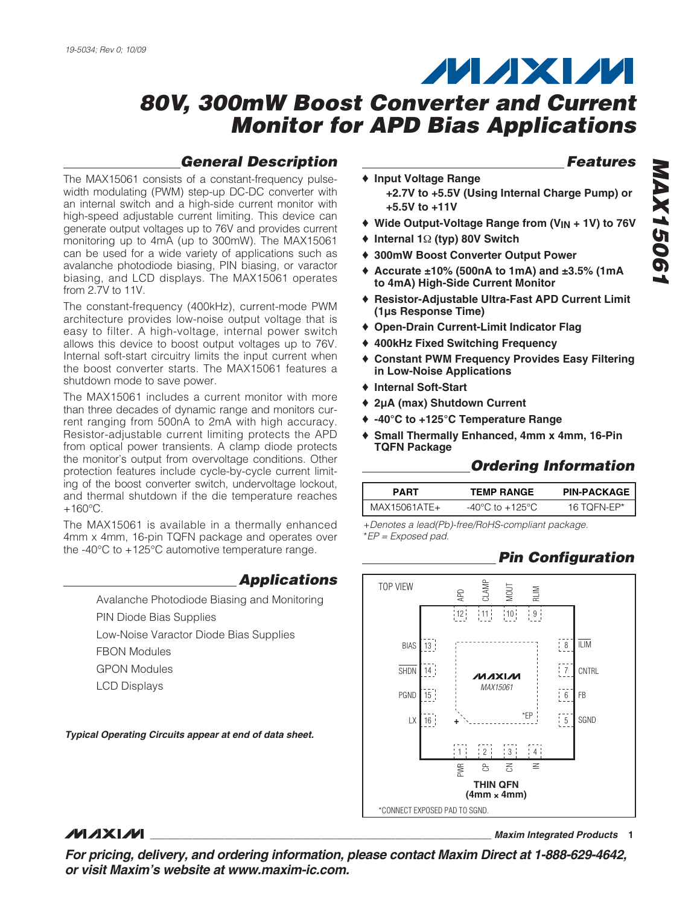# 80V, 300mW Boost Converter and Current Monitor for APD Bias Applications

## General Description

The MAX15061 consists of a constant-frequency pulse-width modulating (PWM) step-up DC-DC converter with an internal switch and a high-side current monitor with high-speed adjustable current limiting. This device can generate output voltages up to 76V and provides current monitoring up to 4mA (up to 300mW). The MAX15061 can be used for a wide variety of applications such as avalanche photodiode biasing, PIN biasing, or varactor biasing, and LCD displays. The MAX15061 operates from 2.7V to 11V.

The constant-frequency (400kHz), current-mode PWM architecture provides low-noise output voltage that is easy to filter. A high-voltage, internal power switch allows this device to boost output voltages up to 76V. Internal soft-start circuitry limits the input current when the boost converter starts. The MAX15061 features a shutdown mode to save power.

The MAX15061 includes a current monitor with more than three decades of dynamic range and monitors current ranging from 500nA to 2mA with high accuracy. Resistor-adjustable current limiting protects the APD from optical power transients. A clamp diode protects the monitor's output from overvoltage conditions. Other protection features include cycle-by-cycle current limiting of the boost converter switch, undervoltage lockout, and thermal shutdown if the die temperature reaches +160°C.

The MAX15061 is available in a thermally enhanced 4mm x 4mm, 16-pin TQFN package and operates over the -40°C to +125°C automotive temperature range.

## Applications

- Avalanche Photodiode Biasing and Monitoring
- PIN Diode Bias Supplies
- Low-Noise Varactor Diode Bias Supplies
- FBON Modules
- GPON Modules
- LCD Displays

***Typical Operating Circuits appear at end of data sheet.***

## Features

- ♦ **Input Voltage Range**
  **+2.7V to +5.5V (Using Internal Charge Pump) or +5.5V to +11V**
- ♦ **Wide Output-Voltage Range from ($V_{IN}$ + 1V) to 76V**
- ♦ **Internal 1Ω (typ) 80V Switch**
- ♦ **300mW Boost Converter Output Power**
- ♦ **Accurate ±10% (500nA to 1mA) and ±3.5% (1mA to 4mA) High-Side Current Monitor**
- ♦ **Resistor-Adjustable Ultra-Fast APD Current Limit (1µs Response Time)**
- ♦ **Open-Drain Current-Limit Indicator Flag**
- ♦ **400kHz Fixed Switching Frequency**
- ♦ **Constant PWM Frequency Provides Easy Filtering in Low-Noise Applications**
- ♦ **Internal Soft-Start**
- ♦ **2µA (max) Shutdown Current**
- ♦ **-40°C to +125°C Temperature Range**
- ♦ **Small Thermally Enhanced, 4mm x 4mm, 16-Pin TQFN Package**

## Ordering Information

| PART | TEMP RANGE | PIN-PACKAGE |
|---|---|---|
| MAX15061ATE+ | -40°C to +125°C | 16 TQFN-EP* |

*+Denotes a lead(Pb)-free/RoHS-compliant package.*
*\*EP = Exposed pad.*

## Pin Configuration

TOP VIEW

| Pin | Name |
|---|---|
| 1 | PWR |
| 2 | CP |
| 3 | CN |
| 4 | IN |
| 5 | SGND |
| 6 | FB |
| 7 | CNTRL |
| 8 | $\overline{ILIM}$ |
| 9 | RLIM |
| 10 | MOUT |
| 11 | CLAMP |
| 12 | APD |
| 13 | BIAS |
| 14 | $\overline{SHDN}$ |
| 15 | PGND |
| 16 | LX |
| EP | *EP |

THIN QFN (4mm x 4mm)

*CONNECT EXPOSED PAD TO SGND.

***For pricing, delivery, and ordering information, please contact Maxim Direct at 1-888-629-4642, or visit Maxim's website at www.maxim-ic.com.***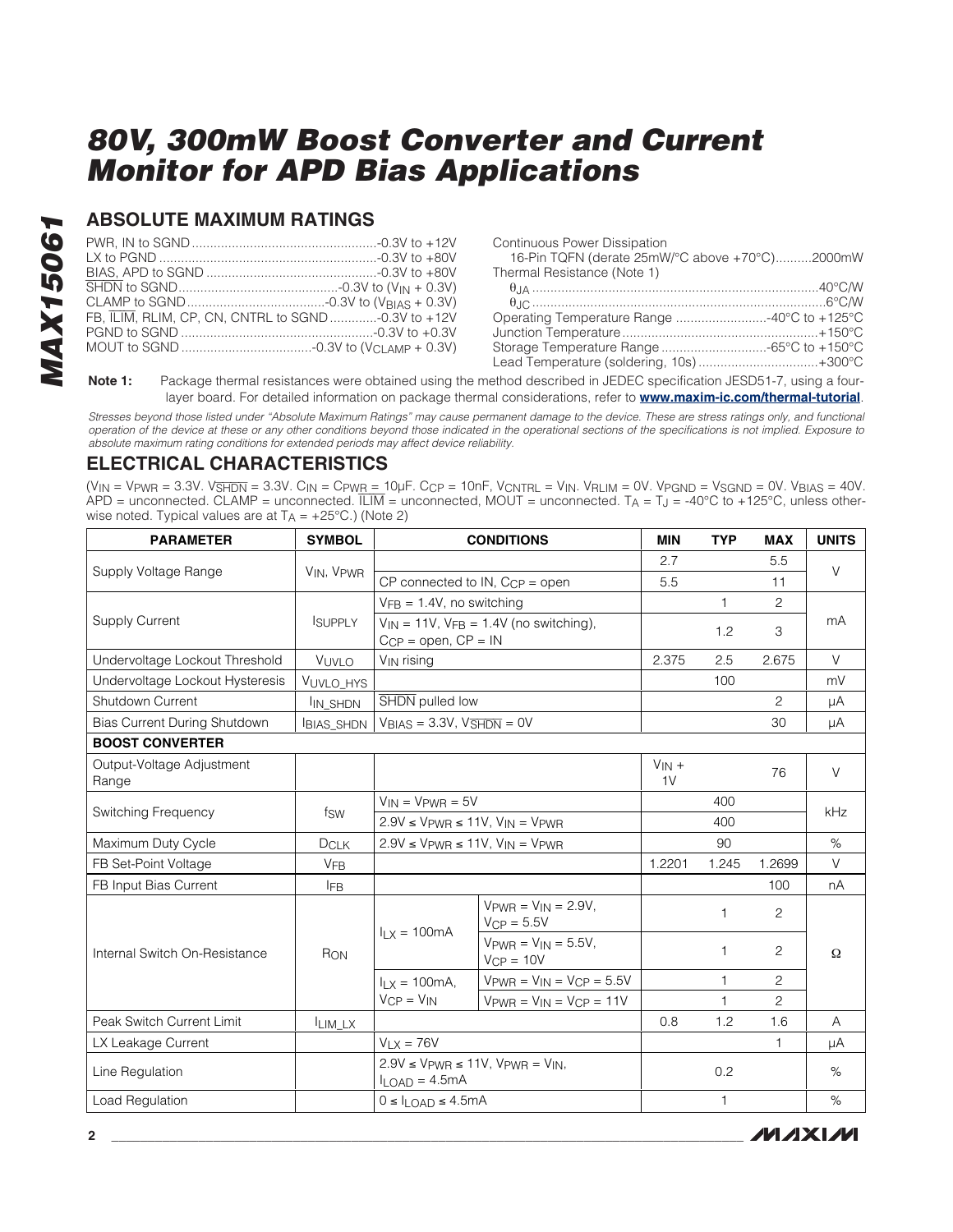# 80V, 300mW Boost Converter and Current Monitor for APD Bias Applications

## ABSOLUTE MAXIMUM RATINGS

PWR, IN to SGND ....................................................-0.3V to +12V
LX to PGND ............................................................-0.3V to +80V
BIAS, APD to SGND ................................................-0.3V to +80V
$\overline{SHDN}$ to SGND ............................................-0.3V to ($V_{IN}$ + 0.3V)
CLAMP to SGND......................................-0.3V to ($V_{BIAS}$ + 0.3V)
FB, $\overline{ILIM}$, RLIM, CP, CN, CNTRL to SGND .............-0.3V to +12V
PGND to SGND .....................................................-0.3V to +0.3V
MOUT to SGND ....................................-0.3V to ($V_{CLAMP}$ + 0.3V)

Continuous Power Dissipation
16-Pin TQFN (derate 25mW/°C above +70°C)..........2000mW
Thermal Resistance (Note 1)
$\theta_{JA}$ ...............................................................................40°C/W
$\theta_{JC}$ .................................................................................6°C/W
Operating Temperature Range .........................-40°C to +125°C
Junction Temperature......................................................+150°C
Storage Temperature Range .............................-65°C to +150°C
Lead Temperature (soldering, 10s) .................................+300°C

**Note 1:** Package thermal resistances were obtained using the method described in JEDEC specification JESD51-7, using a four-layer board. For detailed information on package thermal considerations, refer to **www.maxim-ic.com/thermal-tutorial**.

*Stresses beyond those listed under "Absolute Maximum Ratings" may cause permanent damage to the device. These are stress ratings only, and functional operation of the device at these or any other conditions beyond those indicated in the operational sections of the specifications is not implied. Exposure to absolute maximum rating conditions for extended periods may affect device reliability.*

## ELECTRICAL CHARACTERISTICS

($V_{IN}$ = $V_{PWR}$ = 3.3V. $V_{\overline{SHDN}}$ = 3.3V. $C_{IN}$ = $C_{PWR}$ = 10µF. $C_{CP}$ = 10nF, $V_{CNTRL}$ = $V_{IN}$. $V_{RLIM}$ = 0V. $V_{PGND}$ = $V_{SGND}$ = 0V. $V_{BIAS}$ = 40V. APD = unconnected. CLAMP = unconnected. $\overline{ILIM}$ = unconnected, MOUT = unconnected. $T_A$ = $T_J$ = -40°C to +125°C, unless otherwise noted. Typical values are at $T_A$ = +25°C.) (Note 2)

| PARAMETER | SYMBOL | CONDITIONS | | MIN | TYP | MAX | UNITS |
|---|---|---|---|---|---|---|---|
| Supply Voltage Range | $V_{IN}$, $V_{PWR}$ | | | 2.7 | | 5.5 | V |
| | | CP connected to IN, $C_{CP}$ = open | | 5.5 | | 11 | |
| Supply Current | $I_{SUPPLY}$ | $V_{FB}$ = 1.4V, no switching | | | 1 | 2 | mA |
| | | $V_{IN}$ = 11V, $V_{FB}$ = 1.4V (no switching), $C_{CP}$ = open, CP = IN | | | 1.2 | 3 | |
| Undervoltage Lockout Threshold | $V_{UVLO}$ | $V_{IN}$ rising | | 2.375 | 2.5 | 2.675 | V |
| Undervoltage Lockout Hysteresis | $V_{UVLO\_HYS}$ | | | | 100 | | mV |
| Shutdown Current | $I_{IN\_SHDN}$ | $\overline{SHDN}$ pulled low | | | | 2 | µA |
| Bias Current During Shutdown | $I_{BIAS\_SHDN}$ | $V_{BIAS}$ = 3.3V, $V_{\overline{SHDN}}$ = 0V | | | | 30 | µA |
| **BOOST CONVERTER** | | | | | | | |
| Output-Voltage Adjustment Range | | | | $V_{IN}$ + 1V | | 76 | V |
| Switching Frequency | $f_{SW}$ | $V_{IN}$ = $V_{PWR}$ = 5V | | | 400 | | kHz |
| | | 2.9V ≤ $V_{PWR}$ ≤ 11V, $V_{IN}$ = $V_{PWR}$ | | | 400 | | |
| Maximum Duty Cycle | $D_{CLK}$ | 2.9V ≤ $V_{PWR}$ ≤ 11V, $V_{IN}$ = $V_{PWR}$ | | | 90 | | % |
| FB Set-Point Voltage | $V_{FB}$ | | | 1.2201 | 1.245 | 1.2699 | V |
| FB Input Bias Current | $I_{FB}$ | | | | | 100 | nA |
| Internal Switch On-Resistance | $R_{ON}$ | $I_{LX}$ = 100mA | $V_{PWR}$ = $V_{IN}$ = 2.9V, $V_{CP}$ = 5.5V | | 1 | 2 | Ω |
| | | | $V_{PWR}$ = $V_{IN}$ = 5.5V, $V_{CP}$ = 10V | | 1 | 2 | |
| | | $I_{LX}$ = 100mA, $V_{CP}$ = $V_{IN}$ | $V_{PWR}$ = $V_{IN}$ = $V_{CP}$ = 5.5V | | 1 | 2 | |
| | | | $V_{PWR}$ = $V_{IN}$ = $V_{CP}$ = 11V | | 1 | 2 | |
| Peak Switch Current Limit | $I_{LIM\_LX}$ | | | 0.8 | 1.2 | 1.6 | A |
| LX Leakage Current | | $V_{LX}$ = 76V | | | | 1 | µA |
| Line Regulation | | 2.9V ≤ $V_{PWR}$ ≤ 11V, $V_{PWR}$ = $V_{IN}$, $I_{LOAD}$ = 4.5mA | | | 0.2 | | % |
| Load Regulation | | 0 ≤ $I_{LOAD}$ ≤ 4.5mA | | | 1 | | % |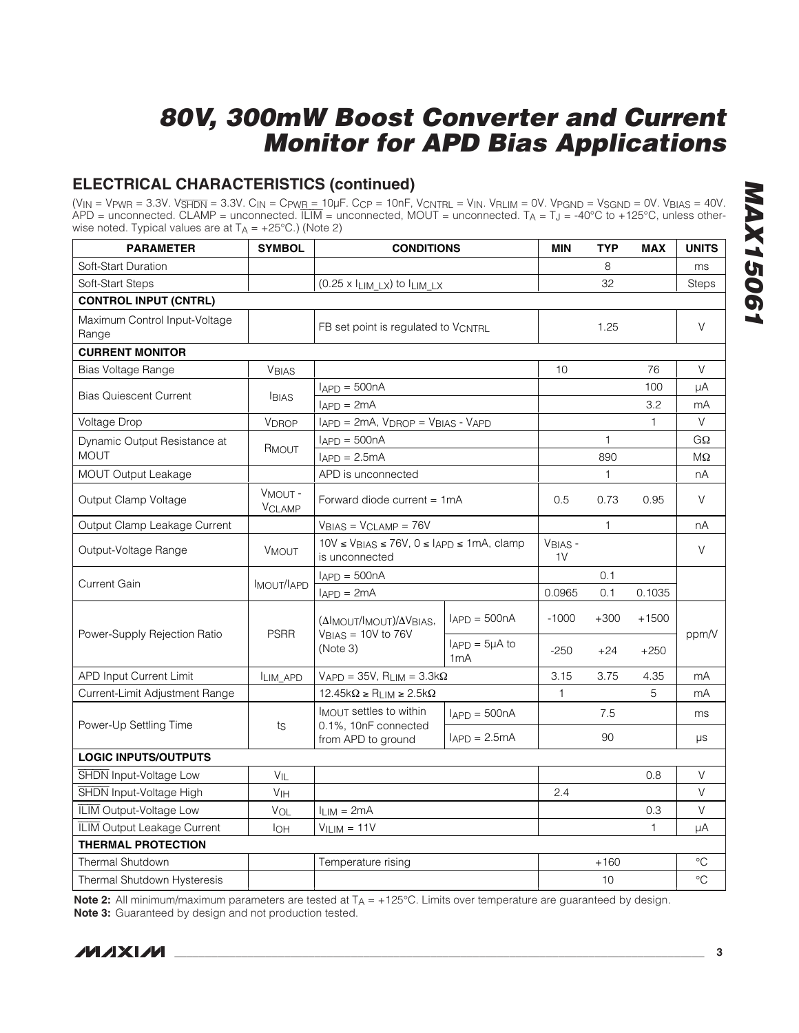## ELECTRICAL CHARACTERISTICS (continued)

($V_{IN}$ = $V_{PWR}$ = 3.3V. $V_{\overline{SHDN}}$ = 3.3V. $C_{IN}$ = $C_{PWR}$ = 10µF. $C_{CP}$ = 10nF, $V_{CNTRL}$ = $V_{IN}$. $V_{RLIM}$ = 0V. $V_{PGND}$ = $V_{SGND}$ = 0V. $V_{BIAS}$ = 40V. APD = unconnected. CLAMP = unconnected. $\overline{ILIM}$ = unconnected, MOUT = unconnected. $T_A$ = $T_J$ = -40°C to +125°C, unless otherwise noted. Typical values are at $T_A$ = +25°C.) (Note 2)

| PARAMETER | SYMBOL | CONDITIONS | | MIN | TYP | MAX | UNITS |
|---|---|---|---|---|---|---|---|
| Soft-Start Duration | | | | | 8 | | ms |
| Soft-Start Steps | | (0.25 x $I_{LIM\_LX}$) to $I_{LIM\_LX}$ | | | 32 | | Steps |
| **CONTROL INPUT (CNTRL)** | | | | | | | |
| Maximum Control Input-Voltage Range | | FB set point is regulated to $V_{CNTRL}$ | | | 1.25 | | V |
| **CURRENT MONITOR** | | | | | | | |
| Bias Voltage Range | $V_{BIAS}$ | | | 10 | | 76 | V |
| Bias Quiescent Current | $I_{BIAS}$ | $I_{APD}$ = 500nA | | | | 100 | µA |
| | | $I_{APD}$ = 2mA | | | | 3.2 | mA |
| Voltage Drop | $V_{DROP}$ | $I_{APD}$ = 2mA, $V_{DROP}$ = $V_{BIAS}$ - $V_{APD}$ | | | | 1 | V |
| Dynamic Output Resistance at MOUT | $R_{MOUT}$ | $I_{APD}$ = 500nA | | | 1 | | GΩ |
| | | $I_{APD}$ = 2.5mA | | | 890 | | MΩ |
| MOUT Output Leakage | | APD is unconnected | | | 1 | | nA |
| Output Clamp Voltage | $V_{MOUT}$ - $V_{CLAMP}$ | Forward diode current = 1mA | | 0.5 | 0.73 | 0.95 | V |
| Output Clamp Leakage Current | | $V_{BIAS}$ = $V_{CLAMP}$ = 76V | | | 1 | | nA |
| Output-Voltage Range | $V_{MOUT}$ | 10V ≤ $V_{BIAS}$ ≤ 76V, 0 ≤ $I_{APD}$ ≤ 1mA, clamp is unconnected | | $V_{BIAS}$ - 1V | | | V |
| Current Gain | $I_{MOUT}/I_{APD}$ | $I_{APD}$ = 500nA | | | 0.1 | | |
| | | $I_{APD}$ = 2mA | | 0.0965 | 0.1 | 0.1035 | |
| Power-Supply Rejection Ratio | PSRR | ($\Delta I_{MOUT}/I_{MOUT}$)/$\Delta V_{BIAS}$, $V_{BIAS}$ = 10V to 76V (Note 3) | $I_{APD}$ = 500nA | -1000 | +300 | +1500 | ppm/V |
| | | | $I_{APD}$ = 5µA to 1mA | -250 | +24 | +250 | |
| APD Input Current Limit | $I_{LIM\_APD}$ | $V_{APD}$ = 35V, $R_{LIM}$ = 3.3kΩ | | 3.15 | 3.75 | 4.35 | mA |
| Current-Limit Adjustment Range | | 12.45kΩ ≥ $R_{LIM}$ ≥ 2.5kΩ | | 1 | | 5 | mA |
| Power-Up Settling Time | $t_S$ | $I_{MOUT}$ settles to within 0.1%, 10nF connected from APD to ground | $I_{APD}$ = 500nA | | 7.5 | | ms |
| | | | $I_{APD}$ = 2.5mA | | 90 | | µs |
| **LOGIC INPUTS/OUTPUTS** | | | | | | | |
| $\overline{SHDN}$ Input-Voltage Low | $V_{IL}$ | | | | | 0.8 | V |
| $\overline{SHDN}$ Input-Voltage High | $V_{IH}$ | | | 2.4 | | | V |
| $\overline{ILIM}$ Output-Voltage Low | $V_{OL}$ | $I_{LIM}$ = 2mA | | | | 0.3 | V |
| $\overline{ILIM}$ Output Leakage Current | $I_{OH}$ | $V_{ILIM}$ = 11V | | | | 1 | µA |
| **THERMAL PROTECTION** | | | | | | | |
| Thermal Shutdown | | Temperature rising | | | +160 | | °C |
| Thermal Shutdown Hysteresis | | | | | 10 | | °C |

**Note 2:** All minimum/maximum parameters are tested at $T_A$ = +125°C. Limits over temperature are guaranteed by design.

**Note 3:** Guaranteed by design and not production tested.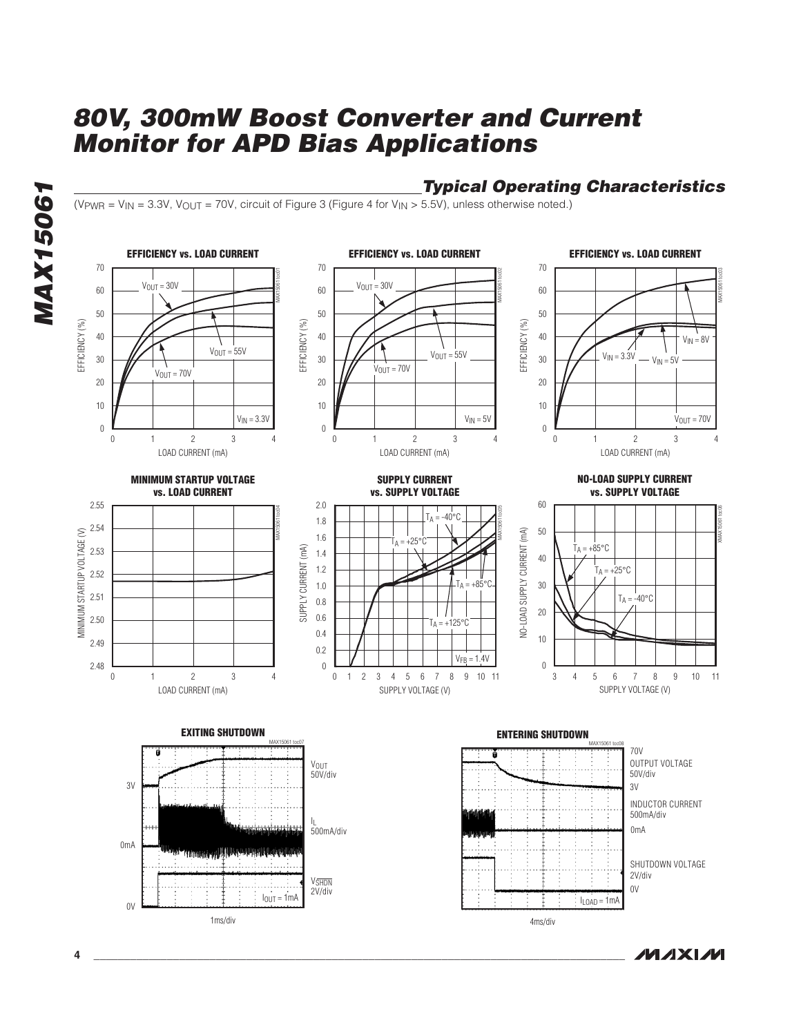## Typical Operating Characteristics

($V_{PWR} = V_{IN} = 3.3V$, $V_{OUT} = 70V$, circuit of Figure 3 (Figure 4 for $V_{IN} > 5.5V$), unless otherwise noted.)

**EFFICIENCY vs. LOAD CURRENT**

($V_{IN} = 3.3V$; curves: $V_{OUT} = 30V$, $V_{OUT} = 55V$, $V_{OUT} = 70V$; EFFICIENCY (%) vs. LOAD CURRENT (mA))

**EFFICIENCY vs. LOAD CURRENT**

($V_{IN} = 5V$; curves: $V_{OUT} = 30V$, $V_{OUT} = 55V$, $V_{OUT} = 70V$; EFFICIENCY (%) vs. LOAD CURRENT (mA))

**EFFICIENCY vs. LOAD CURRENT**

($V_{OUT} = 70V$; curves: $V_{IN} = 3.3V$, $V_{IN} = 5V$, $V_{IN} = 8V$; EFFICIENCY (%) vs. LOAD CURRENT (mA))

**MINIMUM STARTUP VOLTAGE vs. LOAD CURRENT**

(MINIMUM STARTUP VOLTAGE (V) vs. LOAD CURRENT (mA))

**SUPPLY CURRENT vs. SUPPLY VOLTAGE**

($V_{FB} = 1.4V$; curves: $T_A = -40°C$, $T_A = +25°C$, $T_A = +85°C$, $T_A = +125°C$; SUPPLY CURRENT (mA) vs. SUPPLY VOLTAGE (V))

**NO-LOAD SUPPLY CURRENT vs. SUPPLY VOLTAGE**

(curves: $T_A = +85°C$, $T_A = +25°C$, $T_A = -40°C$; NO-LOAD SUPPLY CURRENT (mA) vs. SUPPLY VOLTAGE (V))

**EXITING SHUTDOWN**

($V_{OUT}$ 50V/div; $I_L$ 500mA/div; $V_{\overline{SHDN}}$ 2V/div; $I_{OUT} = 1mA$; 1ms/div)

**ENTERING SHUTDOWN**

(OUTPUT VOLTAGE 50V/div; INDUCTOR CURRENT 500mA/div; SHUTDOWN VOLTAGE 2V/div; $I_{LOAD} = 1mA$; 4ms/div)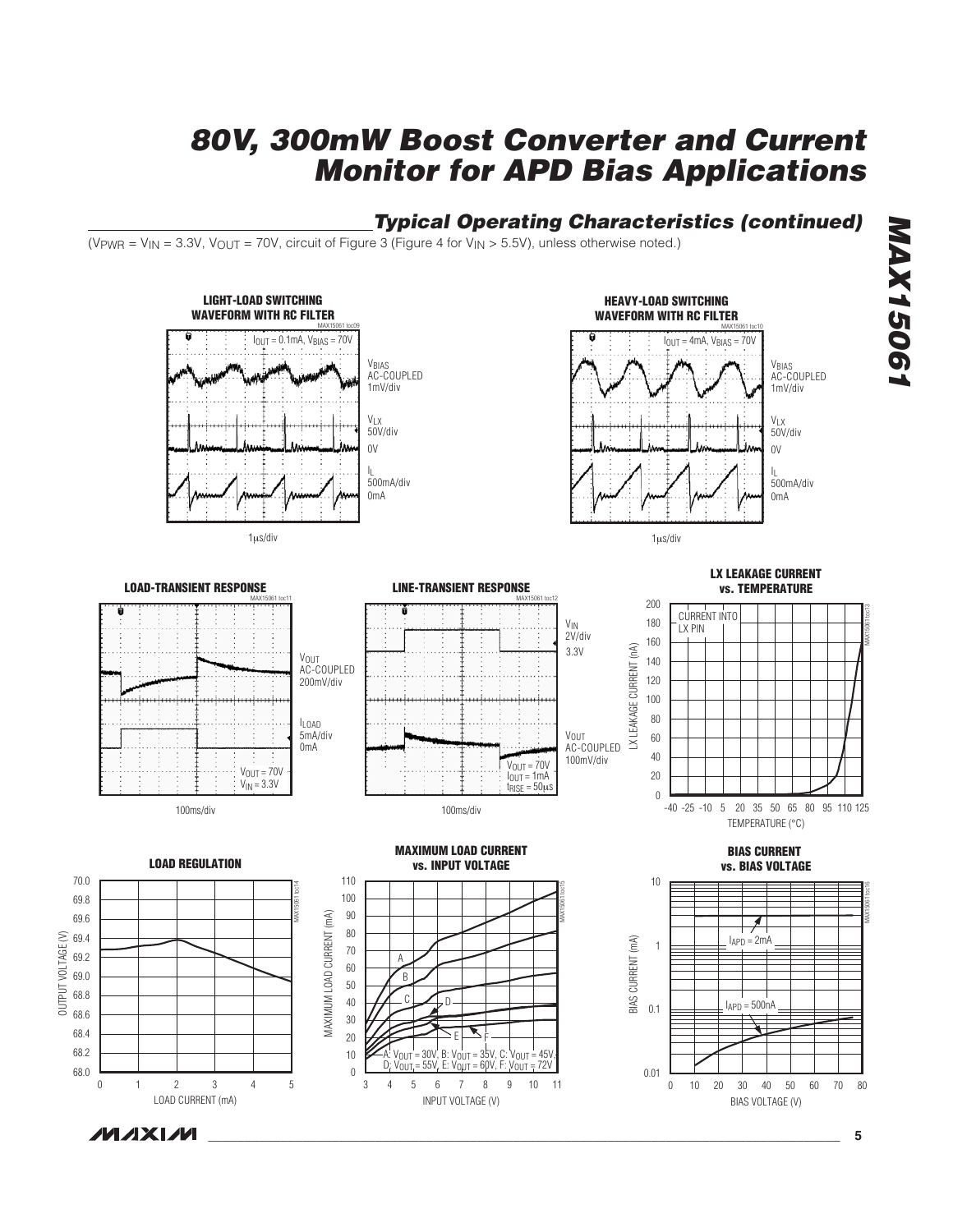## Typical Operating Characteristics (continued)

($V_{PWR}$ = $V_{IN}$ = 3.3V, $V_{OUT}$ = 70V, circuit of Figure 3 (Figure 4 for $V_{IN}$ > 5.5V), unless otherwise noted.)

**LIGHT-LOAD SWITCHING WAVEFORM WITH RC FILTER**

MAX15061 toc09

$I_{OUT}$ = 0.1mA, $V_{BIAS}$ = 70V

$V_{BIAS}$ AC-COUPLED 1mV/div

$V_{LX}$ 50V/div

0V

$I_L$ 500mA/div

0mA

1μs/div

**HEAVY-LOAD SWITCHING WAVEFORM WITH RC FILTER**

MAX15061 toc10

$I_{OUT}$ = 4mA, $V_{BIAS}$ = 70V

$V_{BIAS}$ AC-COUPLED 1mV/div

$V_{LX}$ 50V/div

0V

$I_L$ 500mA/div

0mA

1μs/div

**LOAD-TRANSIENT RESPONSE**

MAX15061 toc11

$V_{OUT}$ AC-COUPLED 200mV/div

$I_{LOAD}$ 5mA/div

0mA

$V_{OUT}$ = 70V

$V_{IN}$ = 3.3V

100ms/div

**LINE-TRANSIENT RESPONSE**

MAX15061 toc12

$V_{IN}$ 2V/div

3.3V

$V_{OUT}$ AC-COUPLED 100mV/div

$V_{OUT}$ = 70V

$I_{OUT}$ = 1mA

$t_{RISE}$ = 50μs

100ms/div

**LX LEAKAGE CURRENT vs. TEMPERATURE**

MAX15061 toc13

CURRENT INTO LX PIN

LX LEAKAGE CURRENT (nA): 0 to 200

TEMPERATURE (°C): -40 to 125

**LOAD REGULATION**

MAX15061 toc14

OUTPUT VOLTAGE (V): 68.0 to 70.0

LOAD CURRENT (mA): 0 to 5

**MAXIMUM LOAD CURRENT vs. INPUT VOLTAGE**

MAX15061 toc15

MAXIMUM LOAD CURRENT (mA): 0 to 110

INPUT VOLTAGE (V): 3 to 11

A: $V_{OUT}$ = 30V, B: $V_{OUT}$ = 35V, C: $V_{OUT}$ = 45V, D: $V_{OUT}$ = 55V, E: $V_{OUT}$ = 60V, F: $V_{OUT}$ = 72V

**BIAS CURRENT vs. BIAS VOLTAGE**

MAX15061 toc16

$I_{APD}$ = 2mA

$I_{APD}$ = 500nA

BIAS CURRENT (mA): 0.01 to 10

BIAS VOLTAGE (V): 0 to 80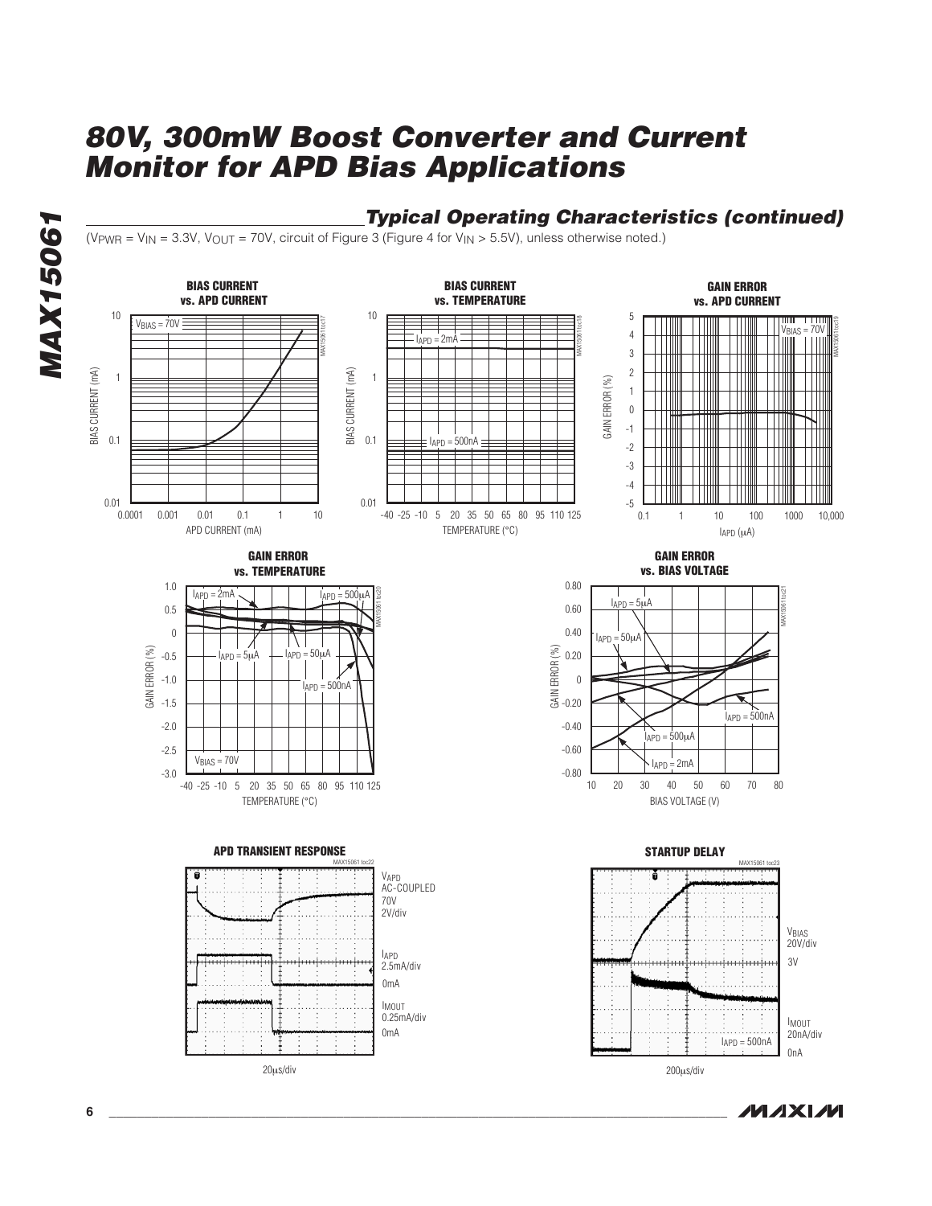## Typical Operating Characteristics (continued)

($V_{PWR}$ = $V_{IN}$ = 3.3V, $V_{OUT}$ = 70V, circuit of Figure 3 (Figure 4 for $V_{IN}$ > 5.5V), unless otherwise noted.)

**BIAS CURRENT vs. APD CURRENT**

**BIAS CURRENT vs. TEMPERATURE**

**GAIN ERROR vs. APD CURRENT**

**GAIN ERROR vs. TEMPERATURE**

**GAIN ERROR vs. BIAS VOLTAGE**

**APD TRANSIENT RESPONSE**

**STARTUP DELAY**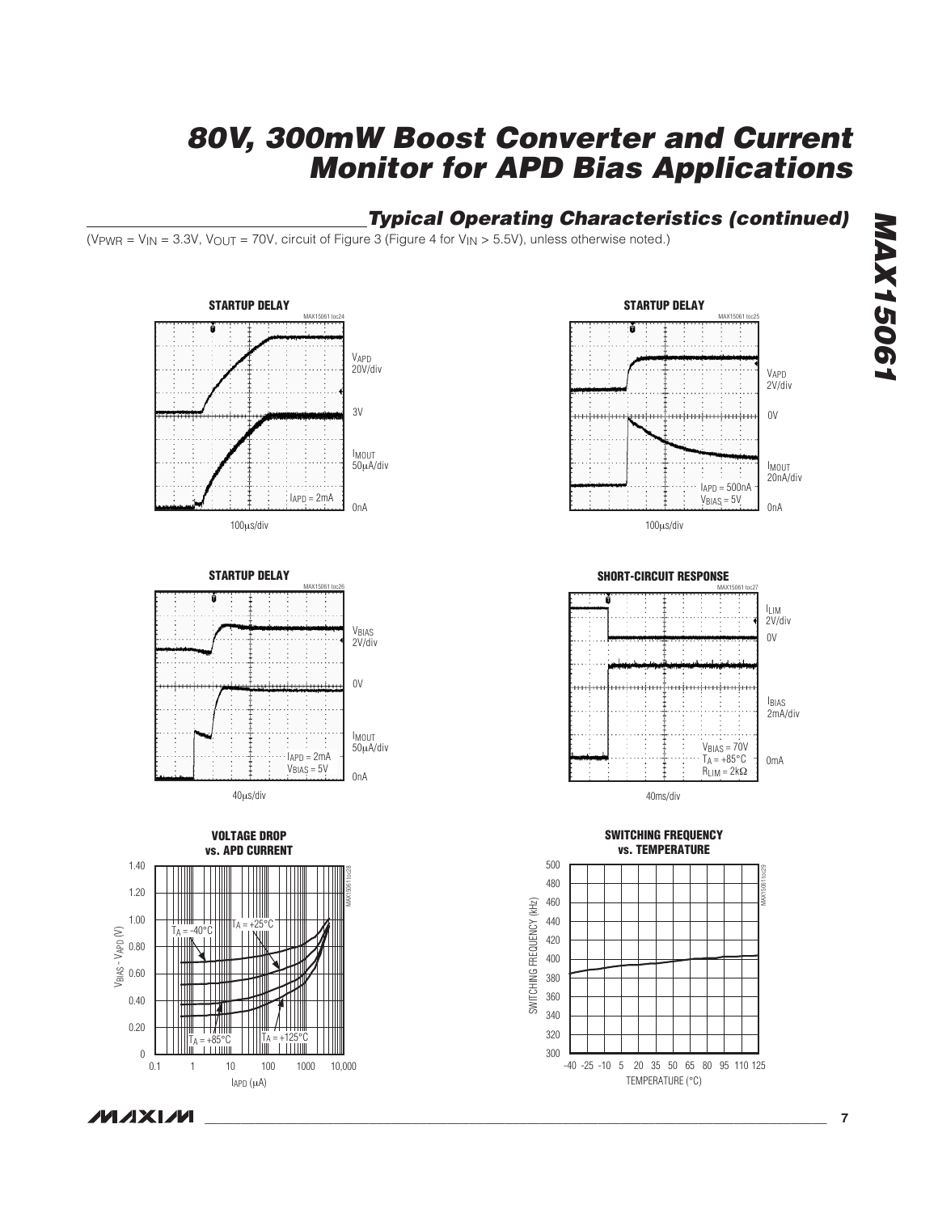## Typical Operating Characteristics (continued)

($V_{PWR}$ = $V_{IN}$ = 3.3V, $V_{OUT}$ = 70V, circuit of Figure 3 (Figure 4 for $V_{IN}$ > 5.5V), unless otherwise noted.)

**STARTUP DELAY**

MAX15061 toc24

$V_{APD}$ 20V/div

3V

$I_{MOUT}$ 50µA/div

$I_{APD}$ = 2mA

0nA

100µs/div

**STARTUP DELAY**

MAX15061 toc25

$V_{APD}$ 2V/div

0V

$I_{MOUT}$ 20nA/div

$I_{APD}$ = 500nA

$V_{BIAS}$ = 5V

0nA

100µs/div

**STARTUP DELAY**

MAX15061 toc26

$V_{BIAS}$ 2V/div

0V

$I_{MOUT}$ 50µA/div

$I_{APD}$ = 2mA

$V_{BIAS}$ = 5V

0nA

40µs/div

**SHORT-CIRCUIT RESPONSE**

MAX15061 toc27

$I_{LIM}$ 2V/div

0V

$I_{BIAS}$ 2mA/div

$V_{BIAS}$ = 70V

$T_A$ = +85°C

$R_{LIM}$ = 2kΩ

0mA

40ms/div

**VOLTAGE DROP vs. APD CURRENT**

MAX15061 toc28

$V_{BIAS}$ - $V_{APD}$ (V)

$I_{APD}$ (µA)

$T_A$ = -40°C

$T_A$ = +25°C

$T_A$ = +85°C

$T_A$ = +125°C

**SWITCHING FREQUENCY vs. TEMPERATURE**

MAX15061 toc29

SWITCHING FREQUENCY (kHz)

TEMPERATURE (°C)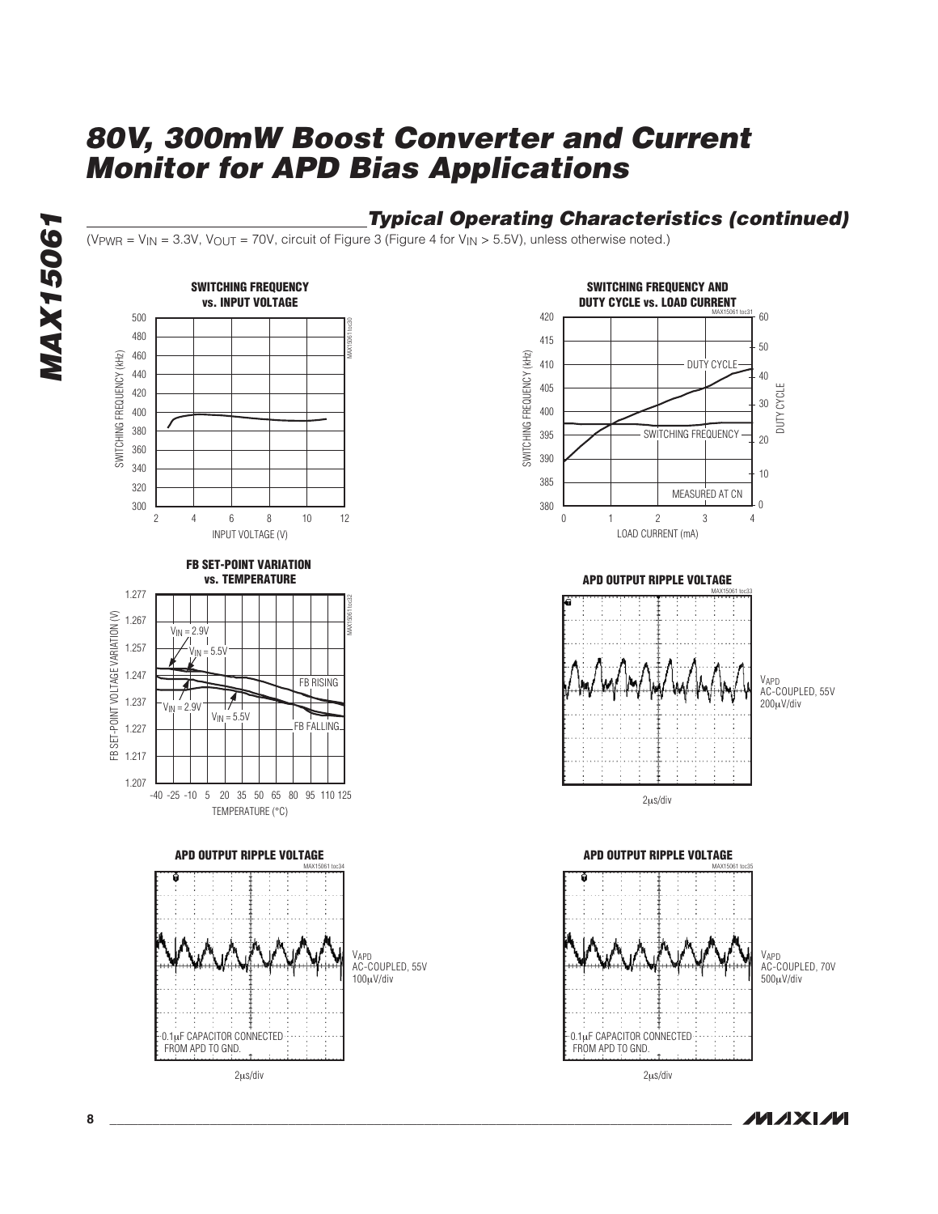## Typical Operating Characteristics (continued)

($V_{PWR}$ = $V_{IN}$ = 3.3V, $V_{OUT}$ = 70V, circuit of Figure 3 (Figure 4 for $V_{IN}$ > 5.5V), unless otherwise noted.)

**SWITCHING FREQUENCY vs. INPUT VOLTAGE**

**SWITCHING FREQUENCY AND DUTY CYCLE vs. LOAD CURRENT**

**FB SET-POINT VARIATION vs. TEMPERATURE**

**APD OUTPUT RIPPLE VOLTAGE**

$V_{APD}$ AC-COUPLED, 55V 200µV/div

2µs/div

**APD OUTPUT RIPPLE VOLTAGE**

0.1µF CAPACITOR CONNECTED FROM APD TO GND.

$V_{APD}$ AC-COUPLED, 55V 100µV/div

2µs/div

**APD OUTPUT RIPPLE VOLTAGE**

0.1µF CAPACITOR CONNECTED FROM APD TO GND.

$V_{APD}$ AC-COUPLED, 70V 500µV/div

2µs/div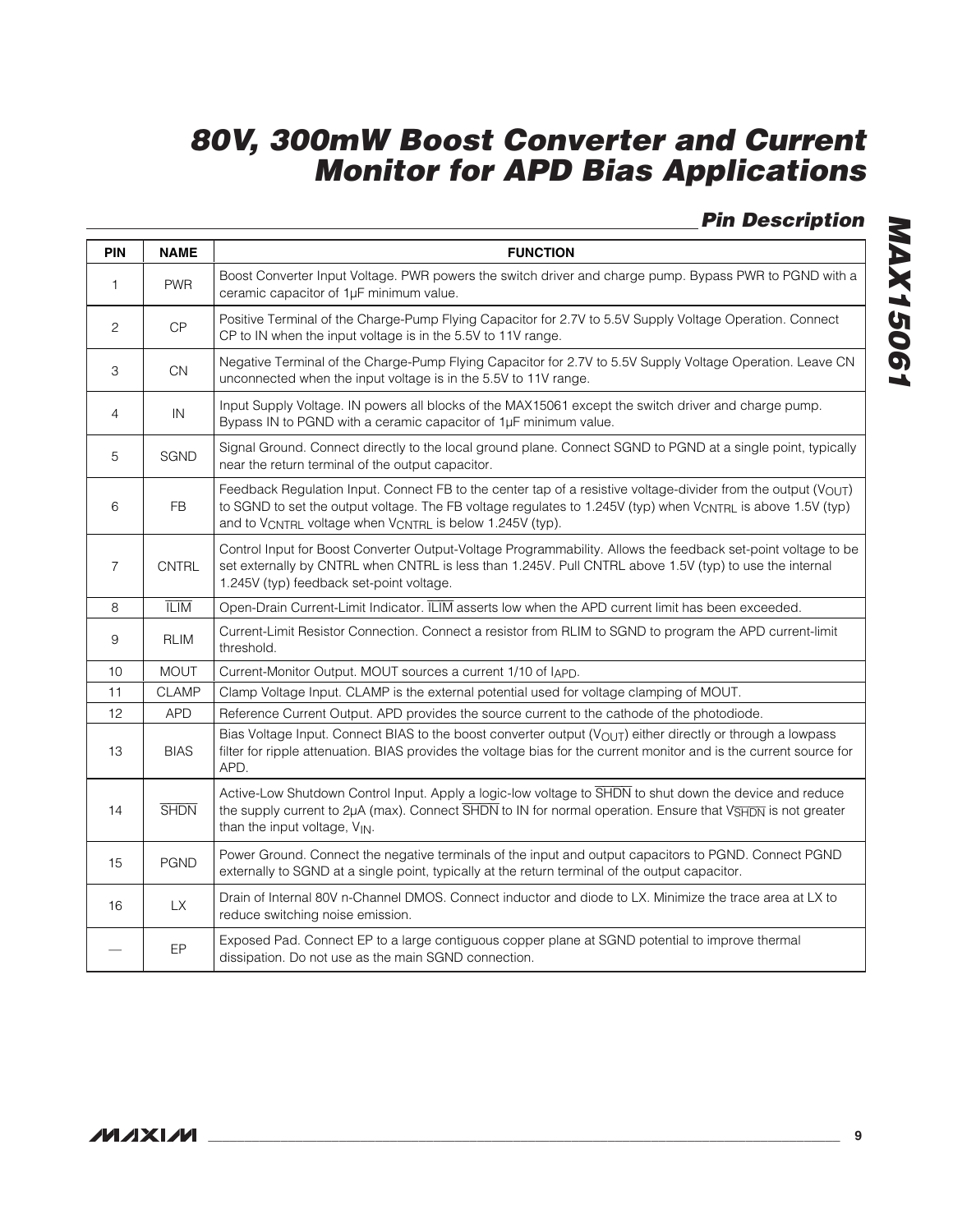## Pin Description

| PIN | NAME | FUNCTION |
|---|---|---|
| 1 | PWR | Boost Converter Input Voltage. PWR powers the switch driver and charge pump. Bypass PWR to PGND with a ceramic capacitor of 1µF minimum value. |
| 2 | CP | Positive Terminal of the Charge-Pump Flying Capacitor for 2.7V to 5.5V Supply Voltage Operation. Connect CP to IN when the input voltage is in the 5.5V to 11V range. |
| 3 | CN | Negative Terminal of the Charge-Pump Flying Capacitor for 2.7V to 5.5V Supply Voltage Operation. Leave CN unconnected when the input voltage is in the 5.5V to 11V range. |
| 4 | IN | Input Supply Voltage. IN powers all blocks of the MAX15061 except the switch driver and charge pump. Bypass IN to PGND with a ceramic capacitor of 1µF minimum value. |
| 5 | SGND | Signal Ground. Connect directly to the local ground plane. Connect SGND to PGND at a single point, typically near the return terminal of the output capacitor. |
| 6 | FB | Feedback Regulation Input. Connect FB to the center tap of a resistive voltage-divider from the output ($V_{OUT}$) to SGND to set the output voltage. The FB voltage regulates to 1.245V (typ) when $V_{CNTRL}$ is above 1.5V (typ) and to $V_{CNTRL}$ voltage when $V_{CNTRL}$ is below 1.245V (typ). |
| 7 | CNTRL | Control Input for Boost Converter Output-Voltage Programmability. Allows the feedback set-point voltage to be set externally by CNTRL when CNTRL is less than 1.245V. Pull CNTRL above 1.5V (typ) to use the internal 1.245V (typ) feedback set-point voltage. |
| 8 | $\overline{\text{ILIM}}$ | Open-Drain Current-Limit Indicator. $\overline{\text{ILIM}}$ asserts low when the APD current limit has been exceeded. |
| 9 | RLIM | Current-Limit Resistor Connection. Connect a resistor from RLIM to SGND to program the APD current-limit threshold. |
| 10 | MOUT | Current-Monitor Output. MOUT sources a current 1/10 of $I_{APD}$. |
| 11 | CLAMP | Clamp Voltage Input. CLAMP is the external potential used for voltage clamping of MOUT. |
| 12 | APD | Reference Current Output. APD provides the source current to the cathode of the photodiode. |
| 13 | BIAS | Bias Voltage Input. Connect BIAS to the boost converter output ($V_{OUT}$) either directly or through a lowpass filter for ripple attenuation. BIAS provides the voltage bias for the current monitor and is the current source for APD. |
| 14 | $\overline{\text{SHDN}}$ | Active-Low Shutdown Control Input. Apply a logic-low voltage to $\overline{\text{SHDN}}$ to shut down the device and reduce the supply current to 2µA (max). Connect $\overline{\text{SHDN}}$ to IN for normal operation. Ensure that $V_{\overline{SHDN}}$ is not greater than the input voltage, $V_{IN}$. |
| 15 | PGND | Power Ground. Connect the negative terminals of the input and output capacitors to PGND. Connect PGND externally to SGND at a single point, typically at the return terminal of the output capacitor. |
| 16 | LX | Drain of Internal 80V n-Channel DMOS. Connect inductor and diode to LX. Minimize the trace area at LX to reduce switching noise emission. |
| — | EP | Exposed Pad. Connect EP to a large contiguous copper plane at SGND potential to improve thermal dissipation. Do not use as the main SGND connection. |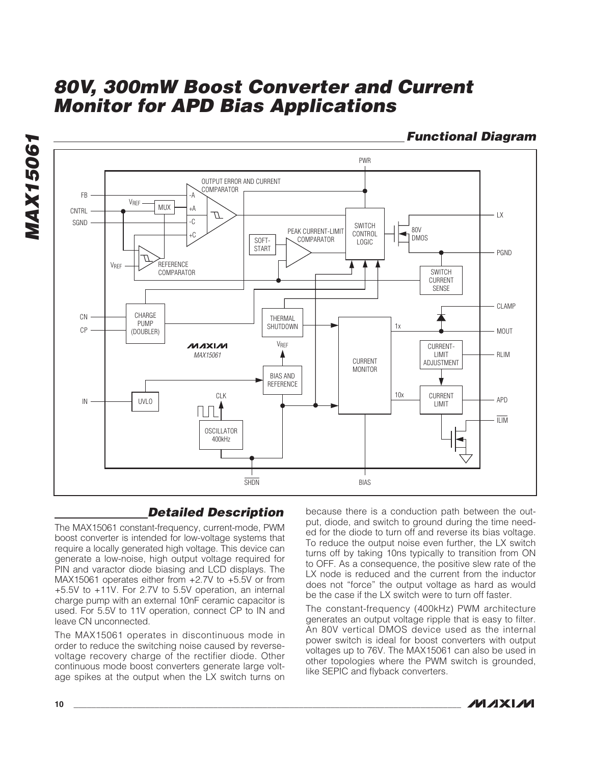## Functional Diagram

## Detailed Description

The MAX15061 constant-frequency, current-mode, PWM boost converter is intended for low-voltage systems that require a locally generated high voltage. This device can generate a low-noise, high output voltage required for PIN and varactor diode biasing and LCD displays. The MAX15061 operates either from +2.7V to +5.5V or from +5.5V to +11V. For 2.7V to 5.5V operation, an internal charge pump with an external 10nF ceramic capacitor is used. For 5.5V to 11V operation, connect CP to IN and leave CN unconnected.

The MAX15061 operates in discontinuous mode in order to reduce the switching noise caused by reverse-voltage recovery charge of the rectifier diode. Other continuous mode boost converters generate large voltage spikes at the output when the LX switch turns on because there is a conduction path between the output, diode, and switch to ground during the time needed for the diode to turn off and reverse its bias voltage. To reduce the output noise even further, the LX switch turns off by taking 10ns typically to transition from ON to OFF. As a consequence, the positive slew rate of the LX node is reduced and the current from the inductor does not "force" the output voltage as hard as would be the case if the LX switch were to turn off faster.

The constant-frequency (400kHz) PWM architecture generates an output voltage ripple that is easy to filter. An 80V vertical DMOS device used as the internal power switch is ideal for boost converters with output voltages up to 76V. The MAX15061 can also be used in other topologies where the PWM switch is grounded, like SEPIC and flyback converters.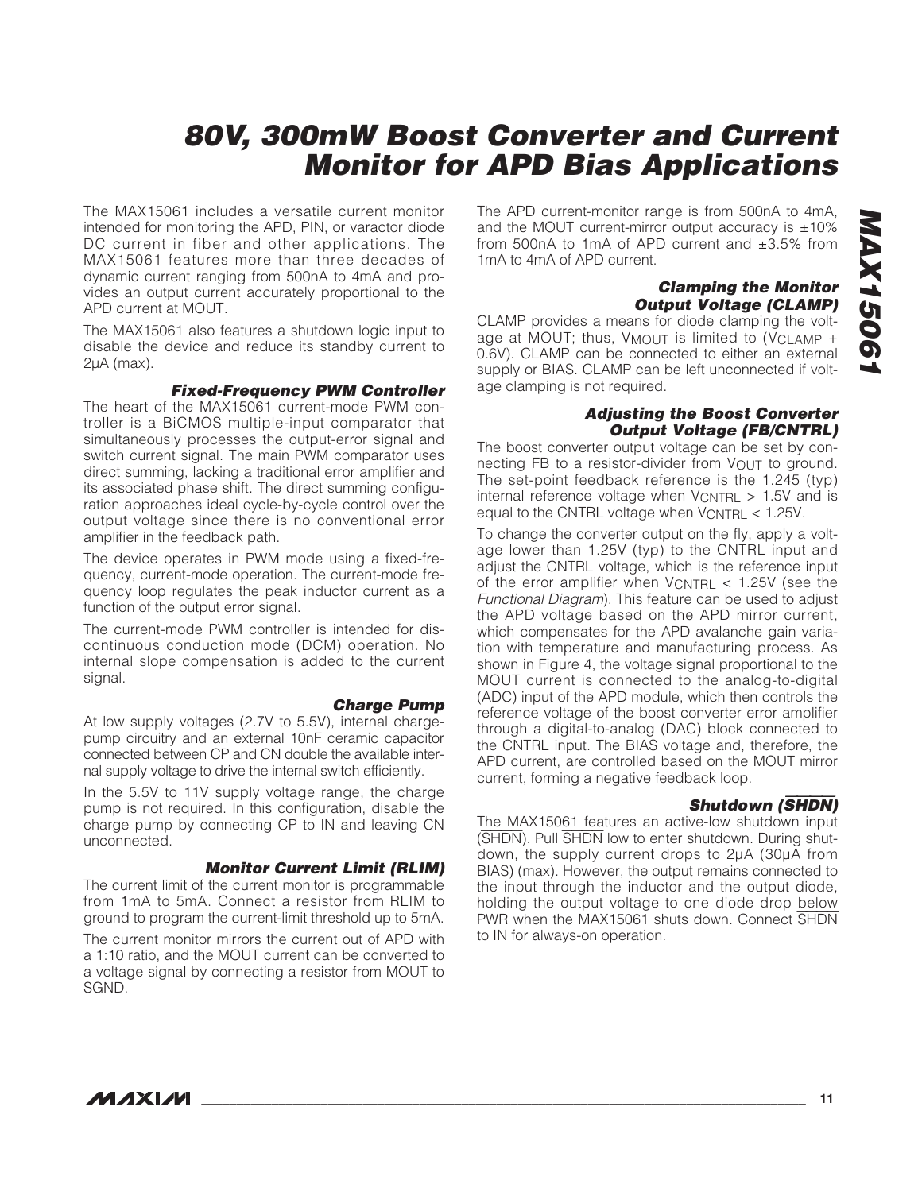The MAX15061 includes a versatile current monitor intended for monitoring the APD, PIN, or varactor diode DC current in fiber and other applications. The MAX15061 features more than three decades of dynamic current ranging from 500nA to 4mA and provides an output current accurately proportional to the APD current at MOUT.

The MAX15061 also features a shutdown logic input to disable the device and reduce its standby current to 2µA (max).

### Fixed-Frequency PWM Controller

The heart of the MAX15061 current-mode PWM controller is a BiCMOS multiple-input comparator that simultaneously processes the output-error signal and switch current signal. The main PWM comparator uses direct summing, lacking a traditional error amplifier and its associated phase shift. The direct summing configuration approaches ideal cycle-by-cycle control over the output voltage since there is no conventional error amplifier in the feedback path.

The device operates in PWM mode using a fixed-frequency, current-mode operation. The current-mode frequency loop regulates the peak inductor current as a function of the output error signal.

The current-mode PWM controller is intended for discontinuous conduction mode (DCM) operation. No internal slope compensation is added to the current signal.

### Charge Pump

At low supply voltages (2.7V to 5.5V), internal charge-pump circuitry and an external 10nF ceramic capacitor connected between CP and CN double the available internal supply voltage to drive the internal switch efficiently.

In the 5.5V to 11V supply voltage range, the charge pump is not required. In this configuration, disable the charge pump by connecting CP to IN and leaving CN unconnected.

### Monitor Current Limit (RLIM)

The current limit of the current monitor is programmable from 1mA to 5mA. Connect a resistor from RLIM to ground to program the current-limit threshold up to 5mA.

The current monitor mirrors the current out of APD with a 1:10 ratio, and the MOUT current can be converted to a voltage signal by connecting a resistor from MOUT to SGND.

The APD current-monitor range is from 500nA to 4mA, and the MOUT current-mirror output accuracy is ±10% from 500nA to 1mA of APD current and ±3.5% from 1mA to 4mA of APD current.

### Clamping the Monitor Output Voltage (CLAMP)

CLAMP provides a means for diode clamping the voltage at MOUT; thus, $V_{MOUT}$ is limited to ($V_{CLAMP}$ + 0.6V). CLAMP can be connected to either an external supply or BIAS. CLAMP can be left unconnected if voltage clamping is not required.

### Adjusting the Boost Converter Output Voltage (FB/CNTRL)

The boost converter output voltage can be set by connecting FB to a resistor-divider from $V_{OUT}$ to ground. The set-point feedback reference is the 1.245 (typ) internal reference voltage when $V_{CNTRL}$ > 1.5V and is equal to the CNTRL voltage when $V_{CNTRL}$ < 1.25V.

To change the converter output on the fly, apply a voltage lower than 1.25V (typ) to the CNTRL input and adjust the CNTRL voltage, which is the reference input of the error amplifier when $V_{CNTRL}$ < 1.25V (see the *Functional Diagram*). This feature can be used to adjust the APD voltage based on the APD mirror current, which compensates for the APD avalanche gain variation with temperature and manufacturing process. As shown in Figure 4, the voltage signal proportional to the MOUT current is connected to the analog-to-digital (ADC) input of the APD module, which then controls the reference voltage of the boost converter error amplifier through a digital-to-analog (DAC) block connected to the CNTRL input. The BIAS voltage and, therefore, the APD current, are controlled based on the MOUT mirror current, forming a negative feedback loop.

### Shutdown ($\overline{SHDN}$)

The MAX15061 features an active-low shutdown input ($\overline{SHDN}$). Pull $\overline{SHDN}$ low to enter shutdown. During shutdown, the supply current drops to 2µA (30µA from BIAS) (max). However, the output remains connected to the input through the inductor and the output diode, holding the output voltage to one diode drop below PWR when the MAX15061 shuts down. Connect $\overline{SHDN}$ to IN for always-on operation.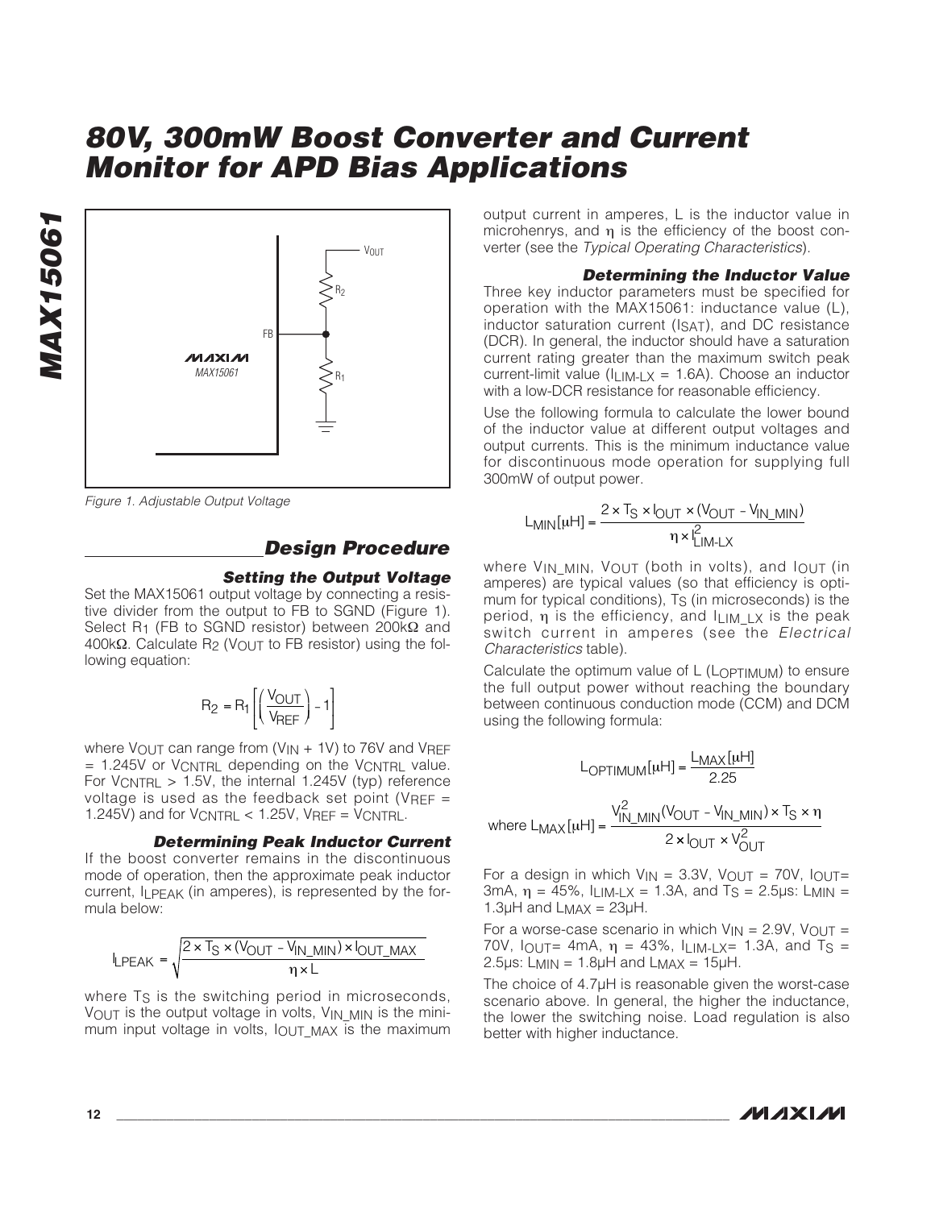Figure 1. Adjustable Output Voltage

## Design Procedure

### Setting the Output Voltage

Set the MAX15061 output voltage by connecting a resistive divider from the output to FB to SGND (Figure 1). Select $R_1$ (FB to SGND resistor) between 200kΩ and 400kΩ. Calculate $R_2$ ($V_{OUT}$ to FB resistor) using the following equation:

$$R_2 = R_1\left[\left(\frac{V_{OUT}}{V_{REF}}\right) - 1\right]$$

where $V_{OUT}$ can range from ($V_{IN}$ + 1V) to 76V and $V_{REF}$ = 1.245V or $V_{CNTRL}$ depending on the $V_{CNTRL}$ value. For $V_{CNTRL}$ > 1.5V, the internal 1.245V (typ) reference voltage is used as the feedback set point ($V_{REF}$ = 1.245V) and for $V_{CNTRL}$ < 1.25V, $V_{REF}$ = $V_{CNTRL}$.

### Determining Peak Inductor Current

If the boost converter remains in the discontinuous mode of operation, then the approximate peak inductor current, $I_{LPEAK}$ (in amperes), is represented by the formula below:

$$I_{LPEAK} = \sqrt{\frac{2 \times T_S \times (V_{OUT} - V_{IN\_MIN}) \times I_{OUT\_MAX}}{\eta \times L}}$$

where $T_S$ is the switching period in microseconds, $V_{OUT}$ is the output voltage in volts, $V_{IN\_MIN}$ is the minimum input voltage in volts, $I_{OUT\_MAX}$ is the maximum output current in amperes, L is the inductor value in microhenrys, and η is the efficiency of the boost converter (see the *Typical Operating Characteristics*).

### Determining the Inductor Value

Three key inductor parameters must be specified for operation with the MAX15061: inductance value (L), inductor saturation current ($I_{SAT}$), and DC resistance (DCR). In general, the inductor should have a saturation current rating greater than the maximum switch peak current-limit value ($I_{LIM-LX}$ = 1.6A). Choose an inductor with a low-DCR resistance for reasonable efficiency.

Use the following formula to calculate the lower bound of the inductor value at different output voltages and output currents. This is the minimum inductance value for discontinuous mode operation for supplying full 300mW of output power.

$$L_{MIN}[\mu H] = \frac{2 \times T_S \times I_{OUT} \times (V_{OUT} - V_{IN\_MIN})}{\eta \times I_{LIM-LX}^2}$$

where $V_{IN\_MIN}$, $V_{OUT}$ (both in volts), and $I_{OUT}$ (in amperes) are typical values (so that efficiency is optimum for typical conditions), $T_S$ (in microseconds) is the period, η is the efficiency, and $I_{LIM\_LX}$ is the peak switch current in amperes (see the *Electrical Characteristics* table).

Calculate the optimum value of L ($L_{OPTIMUM}$) to ensure the full output power without reaching the boundary between continuous conduction mode (CCM) and DCM using the following formula:

$$L_{OPTIMUM}[\mu H] = \frac{L_{MAX}[\mu H]}{2.25}$$

$$\text{where } L_{MAX}[\mu H] = \frac{V_{IN\_MIN}^2 (V_{OUT} - V_{IN\_MIN}) \times T_S \times \eta}{2 \times I_{OUT} \times V_{OUT}^2}$$

For a design in which $V_{IN}$ = 3.3V, $V_{OUT}$ = 70V, $I_{OUT}$= 3mA, η = 45%, $I_{LIM-LX}$ = 1.3A, and $T_S$ = 2.5µs: $L_{MIN}$ = 1.3µH and $L_{MAX}$ = 23µH.

For a worse-case scenario in which $V_{IN}$ = 2.9V, $V_{OUT}$ = 70V, $I_{OUT}$= 4mA, η = 43%, $I_{LIM-LX}$= 1.3A, and $T_S$ = 2.5µs: $L_{MIN}$ = 1.8µH and $L_{MAX}$ = 15µH.

The choice of 4.7µH is reasonable given the worst-case scenario above. In general, the higher the inductance, the lower the switching noise. Load regulation is also better with higher inductance.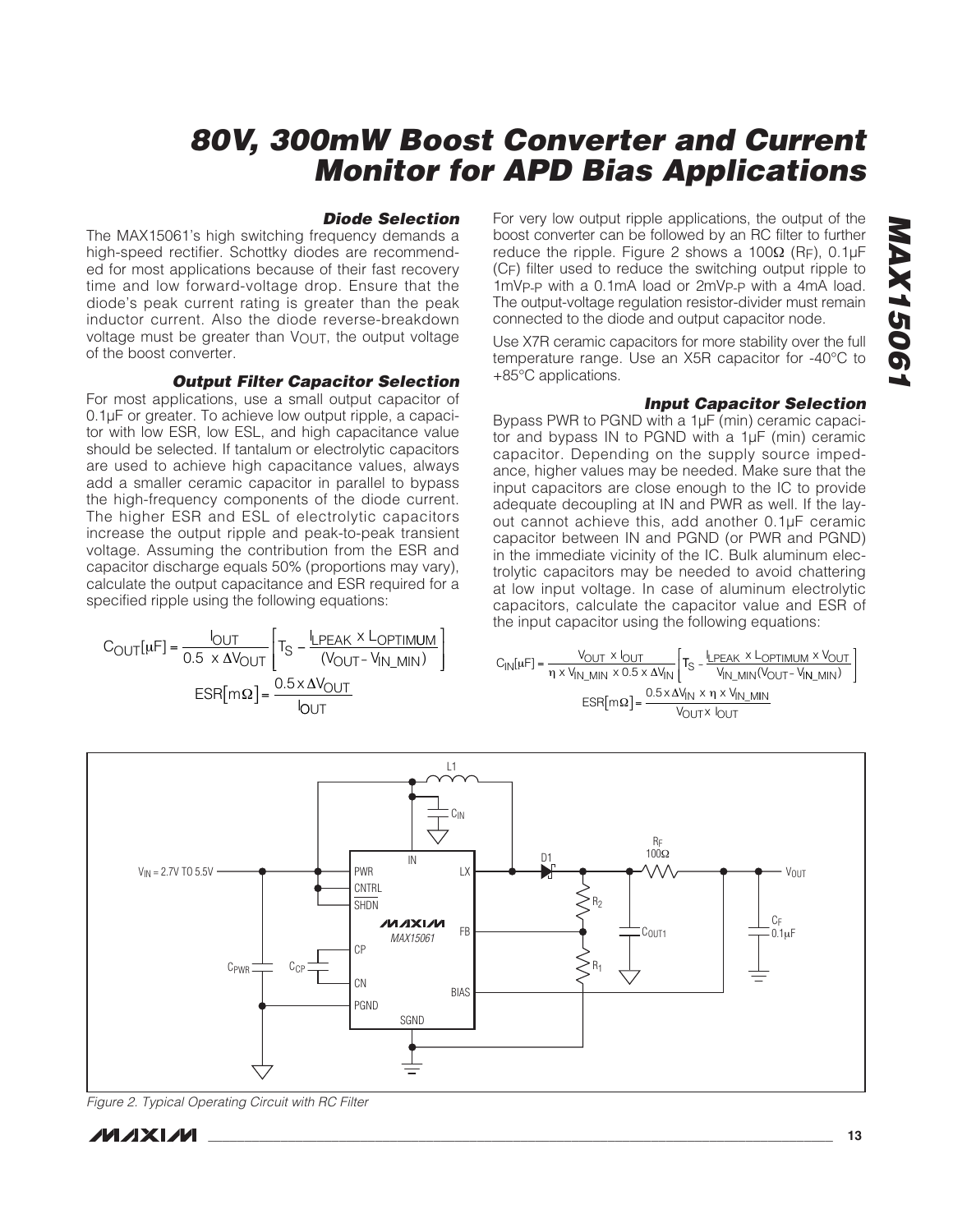### Diode Selection

The MAX15061's high switching frequency demands a high-speed rectifier. Schottky diodes are recommended for most applications because of their fast recovery time and low forward-voltage drop. Ensure that the diode's peak current rating is greater than the peak inductor current. Also the diode reverse-breakdown voltage must be greater than $V_{OUT}$, the output voltage of the boost converter.

### Output Filter Capacitor Selection

For most applications, use a small output capacitor of 0.1µF or greater. To achieve low output ripple, a capacitor with low ESR, low ESL, and high capacitance value should be selected. If tantalum or electrolytic capacitors are used to achieve high capacitance values, always add a smaller ceramic capacitor in parallel to bypass the high-frequency components of the diode current. The higher ESR and ESL of electrolytic capacitors increase the output ripple and peak-to-peak transient voltage. Assuming the contribution from the ESR and capacitor discharge equals 50% (proportions may vary), calculate the output capacitance and ESR required for a specified ripple using the following equations:

$$C_{OUT}[\mu F] = \frac{I_{OUT}}{0.5 \times \Delta V_{OUT}}\left[T_S - \frac{I_{LPEAK} \times L_{OPTIMUM}}{(V_{OUT} - V_{IN\_MIN})}\right]$$

$$ESR[m\Omega] = \frac{0.5 \times \Delta V_{OUT}}{I_{OUT}}$$

For very low output ripple applications, the output of the boost converter can be followed by an RC filter to further reduce the ripple. Figure 2 shows a 100Ω ($R_F$), 0.1µF ($C_F$) filter used to reduce the switching output ripple to $1mV_{P-P}$ with a 0.1mA load or $2mV_{P-P}$ with a 4mA load. The output-voltage regulation resistor-divider must remain connected to the diode and output capacitor node.

Use X7R ceramic capacitors for more stability over the full temperature range. Use an X5R capacitor for -40°C to +85°C applications.

### Input Capacitor Selection

Bypass PWR to PGND with a 1µF (min) ceramic capacitor and bypass IN to PGND with a 1µF (min) ceramic capacitor. Depending on the supply source impedance, higher values may be needed. Make sure that the input capacitors are close enough to the IC to provide adequate decoupling at IN and PWR as well. If the layout cannot achieve this, add another 0.1µF ceramic capacitor between IN and PGND (or PWR and PGND) in the immediate vicinity of the IC. Bulk aluminum electrolytic capacitors may be needed to avoid chattering at low input voltage. In case of aluminum electrolytic capacitors, calculate the capacitor value and ESR of the input capacitor using the following equations:

$$C_{IN}[\mu F] = \frac{V_{OUT} \times I_{OUT}}{\eta \times V_{IN\_MIN} \times 0.5 \times \Delta V_{IN}}\left[T_S - \frac{I_{LPEAK} \times L_{OPTIMUM} \times V_{OUT}}{V_{IN\_MIN}(V_{OUT} - V_{IN\_MIN})}\right]$$

$$ESR[m\Omega] = \frac{0.5 \times \Delta V_{IN} \times \eta \times V_{IN\_MIN}}{V_{OUT} \times I_{OUT}}$$

Figure 2. Typical Operating Circuit with RC Filter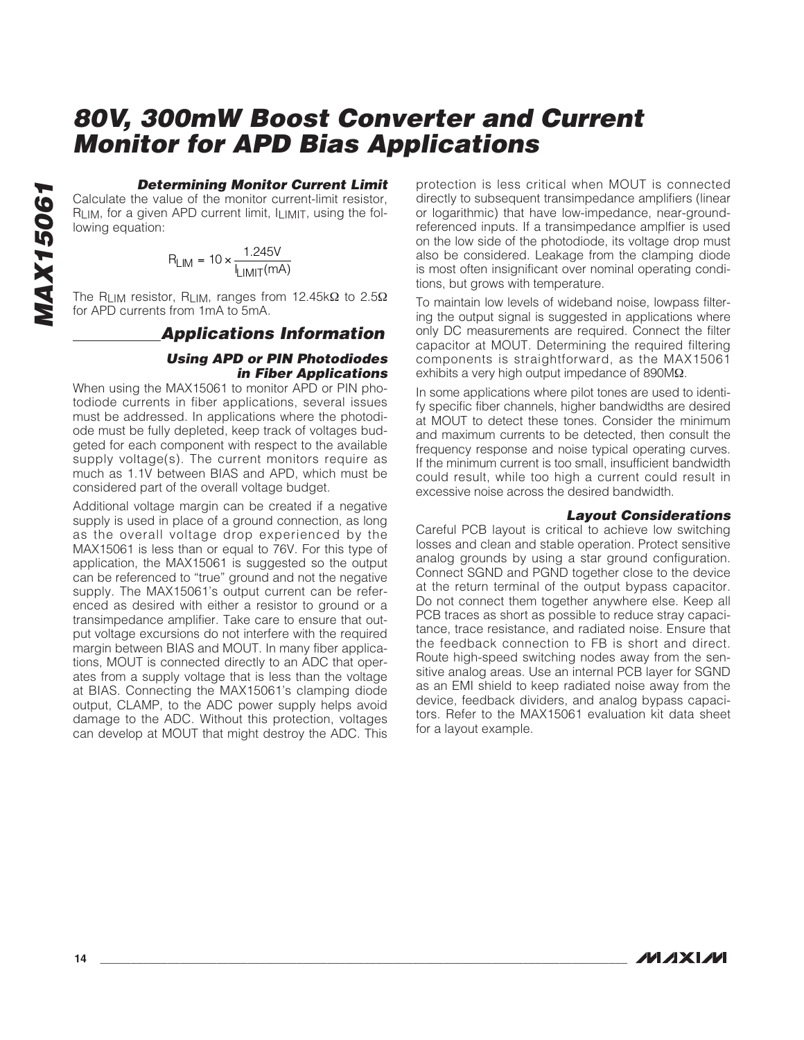## Determining Monitor Current Limit

Calculate the value of the monitor current-limit resistor, $R_{LIM}$, for a given APD current limit, $I_{LIMIT}$, using the following equation:

$$R_{LIM} = 10 \times \frac{1.245V}{I_{LIMIT}(mA)}$$

The $R_{LIM}$ resistor, $R_{LIM}$, ranges from 12.45kΩ to 2.5Ω for APD currents from 1mA to 5mA.

## Applications Information

### Using APD or PIN Photodiodes in Fiber Applications

When using the MAX15061 to monitor APD or PIN photodiode currents in fiber applications, several issues must be addressed. In applications where the photodiode must be fully depleted, keep track of voltages budgeted for each component with respect to the available supply voltage(s). The current monitors require as much as 1.1V between BIAS and APD, which must be considered part of the overall voltage budget.

Additional voltage margin can be created if a negative supply is used in place of a ground connection, as long as the overall voltage drop experienced by the MAX15061 is less than or equal to 76V. For this type of application, the MAX15061 is suggested so the output can be referenced to "true" ground and not the negative supply. The MAX15061's output current can be referenced as desired with either a resistor to ground or a transimpedance amplifier. Take care to ensure that output voltage excursions do not interfere with the required margin between BIAS and MOUT. In many fiber applications, MOUT is connected directly to an ADC that operates from a supply voltage that is less than the voltage at BIAS. Connecting the MAX15061's clamping diode output, CLAMP, to the ADC power supply helps avoid damage to the ADC. Without this protection, voltages can develop at MOUT that might destroy the ADC. This protection is less critical when MOUT is connected directly to subsequent transimpedance amplifiers (linear or logarithmic) that have low-impedance, near-ground-referenced inputs. If a transimpedance amplfier is used on the low side of the photodiode, its voltage drop must also be considered. Leakage from the clamping diode is most often insignificant over nominal operating conditions, but grows with temperature.

To maintain low levels of wideband noise, lowpass filtering the output signal is suggested in applications where only DC measurements are required. Connect the filter capacitor at MOUT. Determining the required filtering components is straightforward, as the MAX15061 exhibits a very high output impedance of 890MΩ.

In some applications where pilot tones are used to identify specific fiber channels, higher bandwidths are desired at MOUT to detect these tones. Consider the minimum and maximum currents to be detected, then consult the frequency response and noise typical operating curves. If the minimum current is too small, insufficient bandwidth could result, while too high a current could result in excessive noise across the desired bandwidth.

### Layout Considerations

Careful PCB layout is critical to achieve low switching losses and clean and stable operation. Protect sensitive analog grounds by using a star ground configuration. Connect SGND and PGND together close to the device at the return terminal of the output bypass capacitor. Do not connect them together anywhere else. Keep all PCB traces as short as possible to reduce stray capacitance, trace resistance, and radiated noise. Ensure that the feedback connection to FB is short and direct. Route high-speed switching nodes away from the sensitive analog areas. Use an internal PCB layer for SGND as an EMI shield to keep radiated noise away from the device, feedback dividers, and analog bypass capacitors. Refer to the MAX15061 evaluation kit data sheet for a layout example.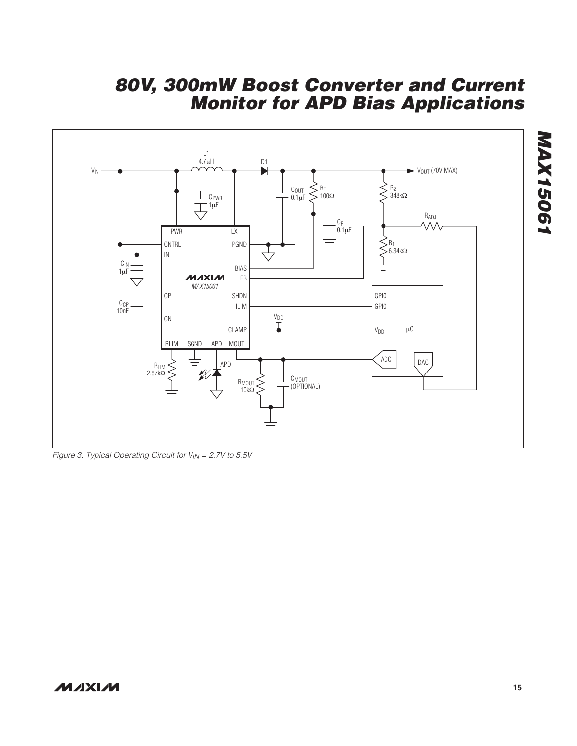Figure 3. Typical Operating Circuit for $V_{IN}$ = 2.7V to 5.5V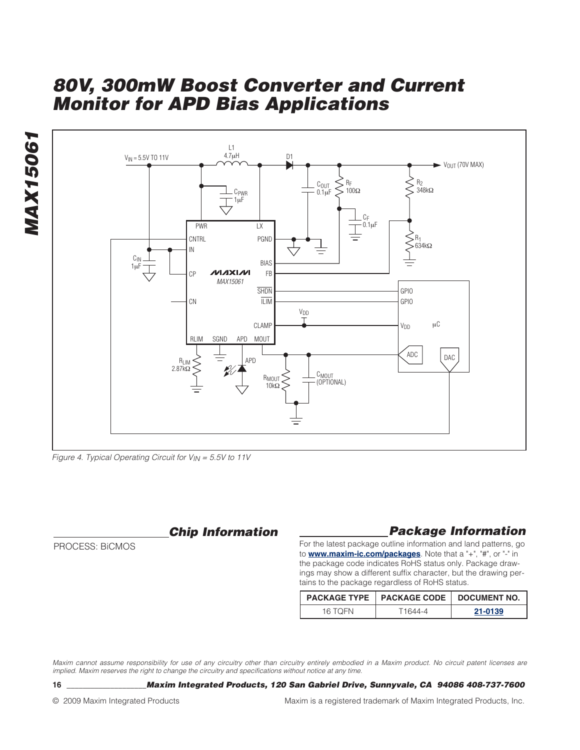Figure 4. Typical Operating Circuit for $V_{IN}$ = 5.5V to 11V

## Chip Information

PROCESS: BiCMOS

## Package Information

For the latest package outline information and land patterns, go to **www.maxim-ic.com/packages**. Note that a "+", "#", or "-" in the package code indicates RoHS status only. Package drawings may show a different suffix character, but the drawing pertains to the package regardless of RoHS status.

| PACKAGE TYPE | PACKAGE CODE | DOCUMENT NO. |
| --- | --- | --- |
| 16 TQFN | T1644-4 | 21-0139 |

*Maxim cannot assume responsibility for use of any circuitry other than circuitry entirely embodied in a Maxim product. No circuit patent licenses are implied. Maxim reserves the right to change the circuitry and specifications without notice at any time.*

***Maxim Integrated Products, 120 San Gabriel Drive, Sunnyvale, CA 94086 408-737-7600***

© 2009 Maxim Integrated Products

Maxim is a registered trademark of Maxim Integrated Products, Inc.